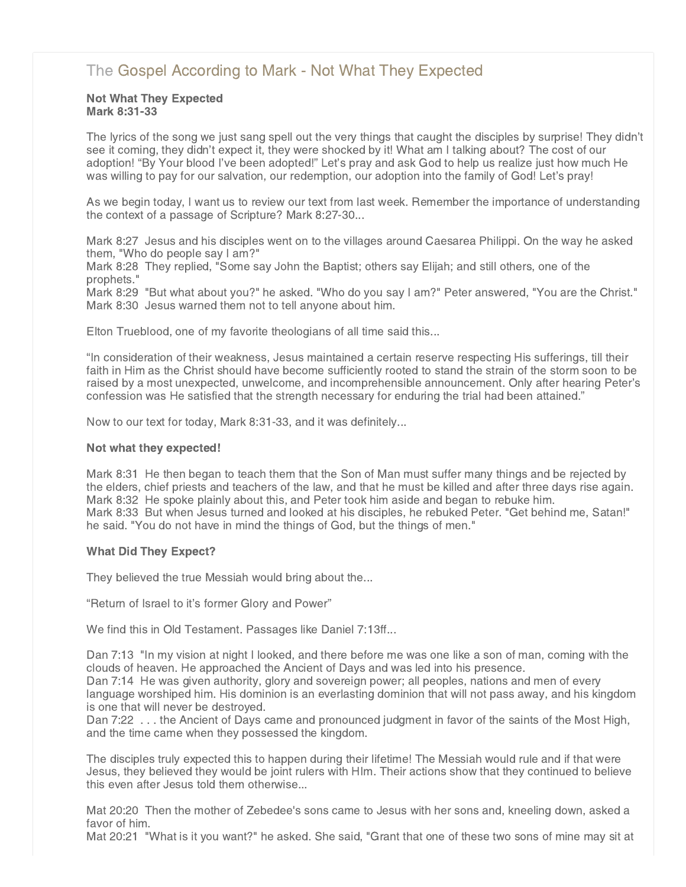# The Gospel According to Mark - Not What They Expected

**Not What They Expected**
**Mark 8:31-33**

The lyrics of the song we just sang spell out the very things that caught the disciples by surprise! They didn't see it coming, they didn't expect it, they were shocked by it! What am I talking about? The cost of our adoption! "By Your blood I've been adopted!" Let's pray and ask God to help us realize just how much He was willing to pay for our salvation, our redemption, our adoption into the family of God! Let's pray!

As we begin today, I want us to review our text from last week. Remember the importance of understanding the context of a passage of Scripture? Mark 8:27-30...

Mark 8:27 Jesus and his disciples went on to the villages around Caesarea Philippi. On the way he asked them, "Who do people say I am?"
Mark 8:28 They replied, "Some say John the Baptist; others say Elijah; and still others, one of the prophets."
Mark 8:29 "But what about you?" he asked. "Who do you say I am?" Peter answered, "You are the Christ."
Mark 8:30 Jesus warned them not to tell anyone about him.

Elton Trueblood, one of my favorite theologians of all time said this...

"In consideration of their weakness, Jesus maintained a certain reserve respecting His sufferings, till their faith in Him as the Christ should have become sufficiently rooted to stand the strain of the storm soon to be raised by a most unexpected, unwelcome, and incomprehensible announcement. Only after hearing Peter's confession was He satisfied that the strength necessary for enduring the trial had been attained."

Now to our text for today, Mark 8:31-33, and it was definitely...

**Not what they expected!**

Mark 8:31 He then began to teach them that the Son of Man must suffer many things and be rejected by the elders, chief priests and teachers of the law, and that he must be killed and after three days rise again.
Mark 8:32 He spoke plainly about this, and Peter took him aside and began to rebuke him.
Mark 8:33 But when Jesus turned and looked at his disciples, he rebuked Peter. "Get behind me, Satan!" he said. "You do not have in mind the things of God, but the things of men."

**What Did They Expect?**

They believed the true Messiah would bring about the...

"Return of Israel to it's former Glory and Power"

We find this in Old Testament. Passages like Daniel 7:13ff...

Dan 7:13 "In my vision at night I looked, and there before me was one like a son of man, coming with the clouds of heaven. He approached the Ancient of Days and was led into his presence.
Dan 7:14 He was given authority, glory and sovereign power; all peoples, nations and men of every language worshiped him. His dominion is an everlasting dominion that will not pass away, and his kingdom is one that will never be destroyed.
Dan 7:22 . . . the Ancient of Days came and pronounced judgment in favor of the saints of the Most High, and the time came when they possessed the kingdom.

The disciples truly expected this to happen during their lifetime! The Messiah would rule and if that were Jesus, they believed they would be joint rulers with HIm. Their actions show that they continued to believe this even after Jesus told them otherwise...

Mat 20:20 Then the mother of Zebedee's sons came to Jesus with her sons and, kneeling down, asked a favor of him.
Mat 20:21 "What is it you want?" he asked. She said, "Grant that one of these two sons of mine may sit at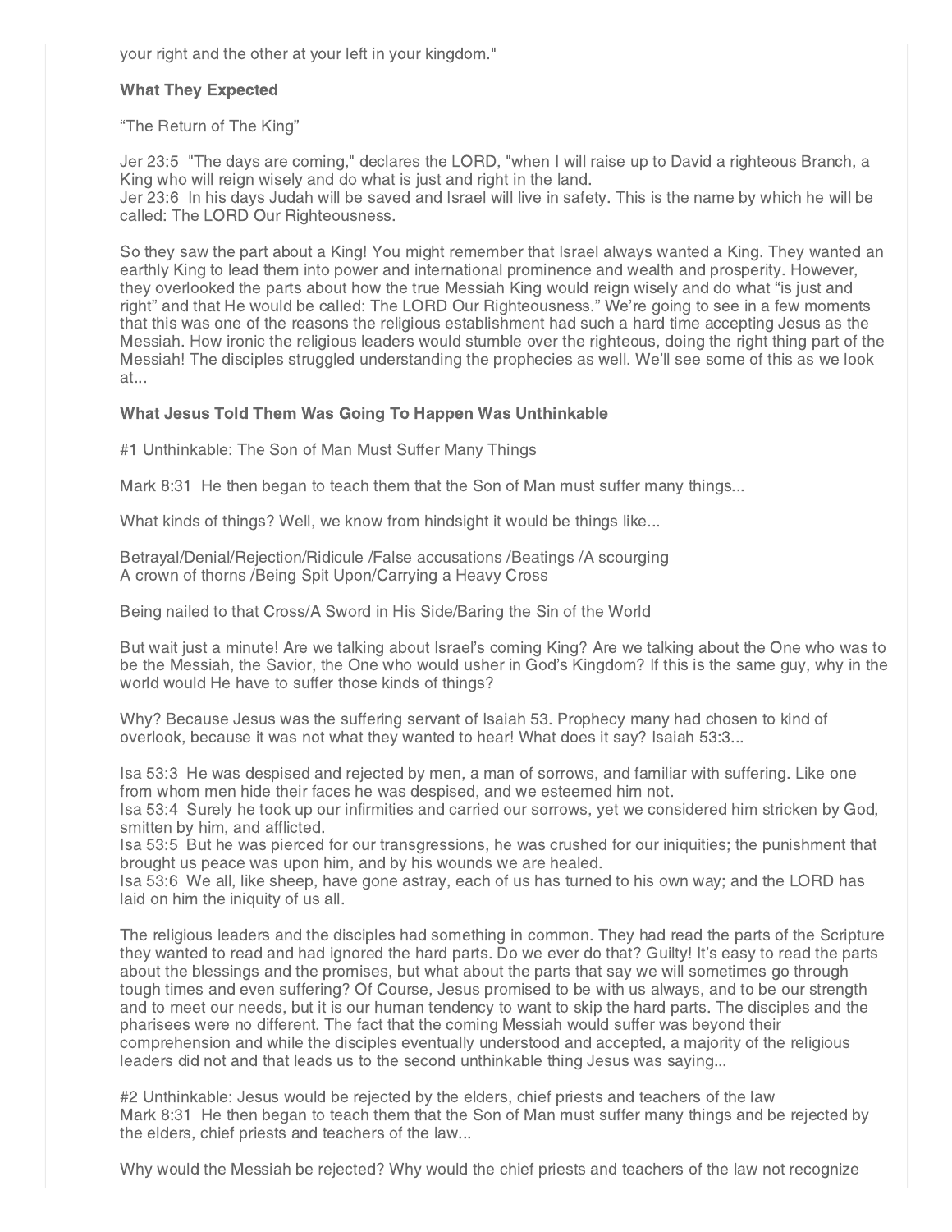your right and the other at your left in your kingdom."

**What They Expected**

“The Return of The King”

Jer 23:5 "The days are coming," declares the LORD, "when I will raise up to David a righteous Branch, a King who will reign wisely and do what is just and right in the land.
Jer 23:6 In his days Judah will be saved and Israel will live in safety. This is the name by which he will be called: The LORD Our Righteousness.

So they saw the part about a King! You might remember that Israel always wanted a King. They wanted an earthly King to lead them into power and international prominence and wealth and prosperity. However, they overlooked the parts about how the true Messiah King would reign wisely and do what “is just and right” and that He would be called: The LORD Our Righteousness.” We’re going to see in a few moments that this was one of the reasons the religious establishment had such a hard time accepting Jesus as the Messiah. How ironic the religious leaders would stumble over the righteous, doing the right thing part of the Messiah! The disciples struggled understanding the prophecies as well. We’ll see some of this as we look at...

**What Jesus Told Them Was Going To Happen Was Unthinkable**

#1 Unthinkable: The Son of Man Must Suffer Many Things

Mark 8:31 He then began to teach them that the Son of Man must suffer many things...

What kinds of things? Well, we know from hindsight it would be things like...

Betrayal/Denial/Rejection/Ridicule /False accusations /Beatings /A scourging
A crown of thorns /Being Spit Upon/Carrying a Heavy Cross

Being nailed to that Cross/A Sword in His Side/Baring the Sin of the World

But wait just a minute! Are we talking about Israel’s coming King? Are we talking about the One who was to be the Messiah, the Savior, the One who would usher in God’s Kingdom? If this is the same guy, why in the world would He have to suffer those kinds of things?

Why? Because Jesus was the suffering servant of Isaiah 53. Prophecy many had chosen to kind of overlook, because it was not what they wanted to hear! What does it say? Isaiah 53:3...

Isa 53:3 He was despised and rejected by men, a man of sorrows, and familiar with suffering. Like one from whom men hide their faces he was despised, and we esteemed him not.
Isa 53:4 Surely he took up our infirmities and carried our sorrows, yet we considered him stricken by God, smitten by him, and afflicted.
Isa 53:5 But he was pierced for our transgressions, he was crushed for our iniquities; the punishment that brought us peace was upon him, and by his wounds we are healed.
Isa 53:6 We all, like sheep, have gone astray, each of us has turned to his own way; and the LORD has laid on him the iniquity of us all.

The religious leaders and the disciples had something in common. They had read the parts of the Scripture they wanted to read and had ignored the hard parts. Do we ever do that? Guilty! It’s easy to read the parts about the blessings and the promises, but what about the parts that say we will sometimes go through tough times and even suffering? Of Course, Jesus promised to be with us always, and to be our strength and to meet our needs, but it is our human tendency to want to skip the hard parts. The disciples and the pharisees were no different. The fact that the coming Messiah would suffer was beyond their comprehension and while the disciples eventually understood and accepted, a majority of the religious leaders did not and that leads us to the second unthinkable thing Jesus was saying...

#2 Unthinkable: Jesus would be rejected by the elders, chief priests and teachers of the law
Mark 8:31 He then began to teach them that the Son of Man must suffer many things and be rejected by the elders, chief priests and teachers of the law...

Why would the Messiah be rejected? Why would the chief priests and teachers of the law not recognize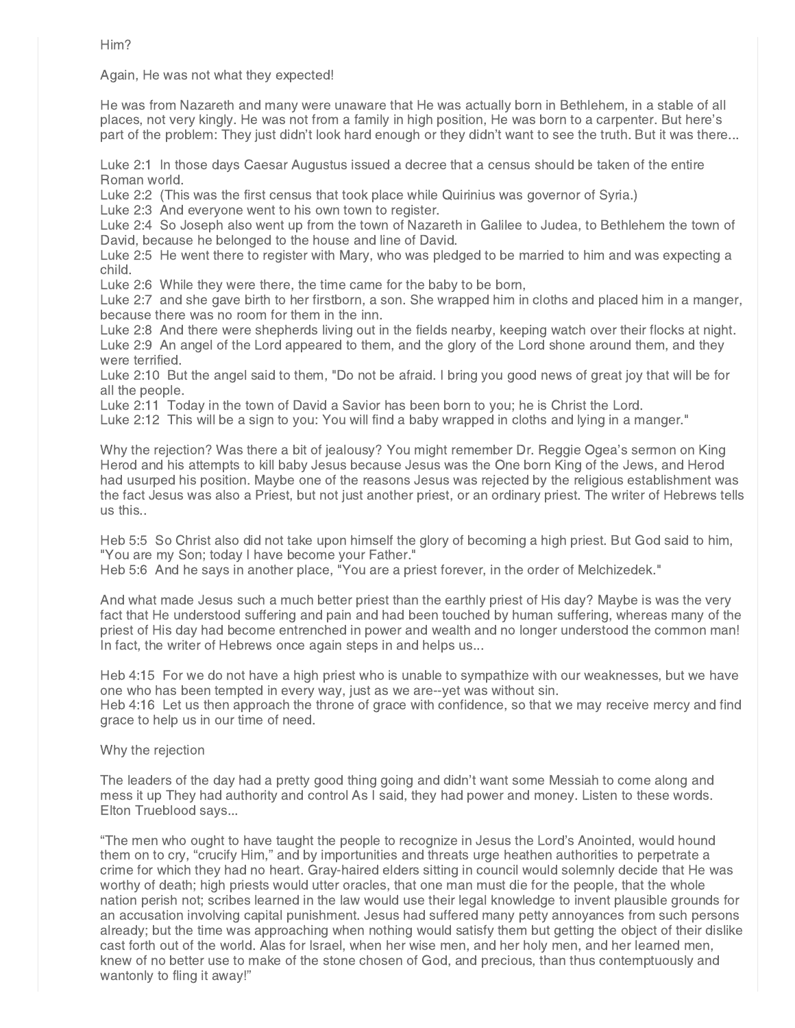Him?

Again, He was not what they expected!

He was from Nazareth and many were unaware that He was actually born in Bethlehem, in a stable of all places, not very kingly. He was not from a family in high position, He was born to a carpenter. But here's part of the problem: They just didn't look hard enough or they didn't want to see the truth. But it was there...

Luke 2:1 In those days Caesar Augustus issued a decree that a census should be taken of the entire Roman world.
Luke 2:2 (This was the first census that took place while Quirinius was governor of Syria.)
Luke 2:3 And everyone went to his own town to register.
Luke 2:4 So Joseph also went up from the town of Nazareth in Galilee to Judea, to Bethlehem the town of David, because he belonged to the house and line of David.
Luke 2:5 He went there to register with Mary, who was pledged to be married to him and was expecting a child.
Luke 2:6 While they were there, the time came for the baby to be born,
Luke 2:7 and she gave birth to her firstborn, a son. She wrapped him in cloths and placed him in a manger, because there was no room for them in the inn.
Luke 2:8 And there were shepherds living out in the fields nearby, keeping watch over their flocks at night.
Luke 2:9 An angel of the Lord appeared to them, and the glory of the Lord shone around them, and they were terrified.
Luke 2:10 But the angel said to them, "Do not be afraid. I bring you good news of great joy that will be for all the people.
Luke 2:11 Today in the town of David a Savior has been born to you; he is Christ the Lord.
Luke 2:12 This will be a sign to you: You will find a baby wrapped in cloths and lying in a manger."

Why the rejection? Was there a bit of jealousy? You might remember Dr. Reggie Ogea's sermon on King Herod and his attempts to kill baby Jesus because Jesus was the One born King of the Jews, and Herod had usurped his position. Maybe one of the reasons Jesus was rejected by the religious establishment was the fact Jesus was also a Priest, but not just another priest, or an ordinary priest. The writer of Hebrews tells us this..

Heb 5:5 So Christ also did not take upon himself the glory of becoming a high priest. But God said to him, "You are my Son; today I have become your Father."
Heb 5:6 And he says in another place, "You are a priest forever, in the order of Melchizedek."

And what made Jesus such a much better priest than the earthly priest of His day? Maybe is was the very fact that He understood suffering and pain and had been touched by human suffering, whereas many of the priest of His day had become entrenched in power and wealth and no longer understood the common man! In fact, the writer of Hebrews once again steps in and helps us...

Heb 4:15 For we do not have a high priest who is unable to sympathize with our weaknesses, but we have one who has been tempted in every way, just as we are--yet was without sin.
Heb 4:16 Let us then approach the throne of grace with confidence, so that we may receive mercy and find grace to help us in our time of need.

Why the rejection

The leaders of the day had a pretty good thing going and didn't want some Messiah to come along and mess it up They had authority and control As I said, they had power and money. Listen to these words. Elton Trueblood says...

"The men who ought to have taught the people to recognize in Jesus the Lord's Anointed, would hound them on to cry, "crucify Him," and by importunities and threats urge heathen authorities to perpetrate a crime for which they had no heart. Gray-haired elders sitting in council would solemnly decide that He was worthy of death; high priests would utter oracles, that one man must die for the people, that the whole nation perish not; scribes learned in the law would use their legal knowledge to invent plausible grounds for an accusation involving capital punishment. Jesus had suffered many petty annoyances from such persons already; but the time was approaching when nothing would satisfy them but getting the object of their dislike cast forth out of the world. Alas for Israel, when her wise men, and her holy men, and her learned men, knew of no better use to make of the stone chosen of God, and precious, than thus contemptuously and wantonly to fling it away!"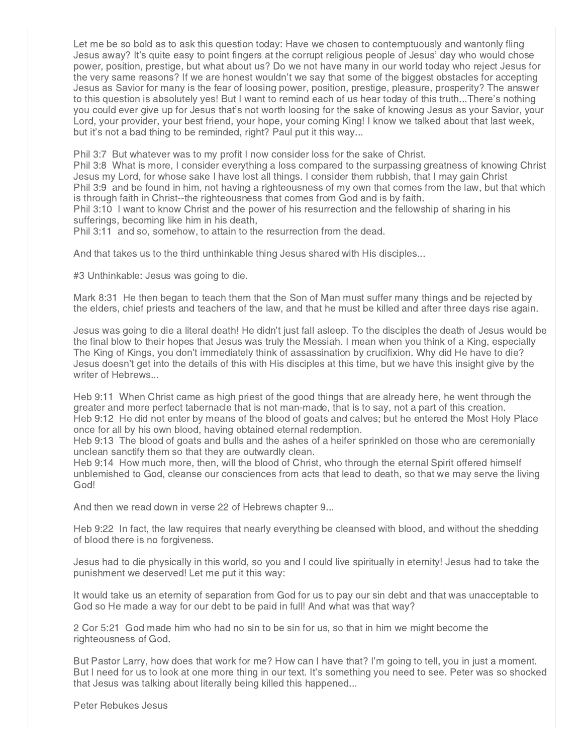Let me be so bold as to ask this question today: Have we chosen to contemptuously and wantonly fling Jesus away? It's quite easy to point fingers at the corrupt religious people of Jesus' day who would chose power, position, prestige, but what about us? Do we not have many in our world today who reject Jesus for the very same reasons? If we are honest wouldn't we say that some of the biggest obstacles for accepting Jesus as Savior for many is the fear of loosing power, position, prestige, pleasure, prosperity? The answer to this question is absolutely yes! But I want to remind each of us hear today of this truth...There's nothing you could ever give up for Jesus that's not worth loosing for the sake of knowing Jesus as your Savior, your Lord, your provider, your best friend, your hope, your coming King! I know we talked about that last week, but it's not a bad thing to be reminded, right? Paul put it this way...

Phil 3:7 But whatever was to my profit I now consider loss for the sake of Christ.
Phil 3:8 What is more, I consider everything a loss compared to the surpassing greatness of knowing Christ Jesus my Lord, for whose sake I have lost all things. I consider them rubbish, that I may gain Christ
Phil 3:9 and be found in him, not having a righteousness of my own that comes from the law, but that which is through faith in Christ--the righteousness that comes from God and is by faith.
Phil 3:10 I want to know Christ and the power of his resurrection and the fellowship of sharing in his sufferings, becoming like him in his death,
Phil 3:11 and so, somehow, to attain to the resurrection from the dead.

And that takes us to the third unthinkable thing Jesus shared with His disciples...

#3 Unthinkable: Jesus was going to die.

Mark 8:31 He then began to teach them that the Son of Man must suffer many things and be rejected by the elders, chief priests and teachers of the law, and that he must be killed and after three days rise again.

Jesus was going to die a literal death! He didn't just fall asleep. To the disciples the death of Jesus would be the final blow to their hopes that Jesus was truly the Messiah. I mean when you think of a King, especially The King of Kings, you don't immediately think of assassination by crucifixion. Why did He have to die? Jesus doesn't get into the details of this with His disciples at this time, but we have this insight give by the writer of Hebrews...

Heb 9:11 When Christ came as high priest of the good things that are already here, he went through the greater and more perfect tabernacle that is not man-made, that is to say, not a part of this creation.
Heb 9:12 He did not enter by means of the blood of goats and calves; but he entered the Most Holy Place once for all by his own blood, having obtained eternal redemption.
Heb 9:13 The blood of goats and bulls and the ashes of a heifer sprinkled on those who are ceremonially unclean sanctify them so that they are outwardly clean.
Heb 9:14 How much more, then, will the blood of Christ, who through the eternal Spirit offered himself unblemished to God, cleanse our consciences from acts that lead to death, so that we may serve the living God!

And then we read down in verse 22 of Hebrews chapter 9...

Heb 9:22 In fact, the law requires that nearly everything be cleansed with blood, and without the shedding of blood there is no forgiveness.

Jesus had to die physically in this world, so you and I could live spiritually in eternity! Jesus had to take the punishment we deserved! Let me put it this way:

It would take us an eternity of separation from God for us to pay our sin debt and that was unacceptable to God so He made a way for our debt to be paid in full! And what was that way?

2 Cor 5:21 God made him who had no sin to be sin for us, so that in him we might become the righteousness of God.

But Pastor Larry, how does that work for me? How can I have that? I'm going to tell, you in just a moment. But I need for us to look at one more thing in our text. It's something you need to see. Peter was so shocked that Jesus was talking about literally being killed this happened...

Peter Rebukes Jesus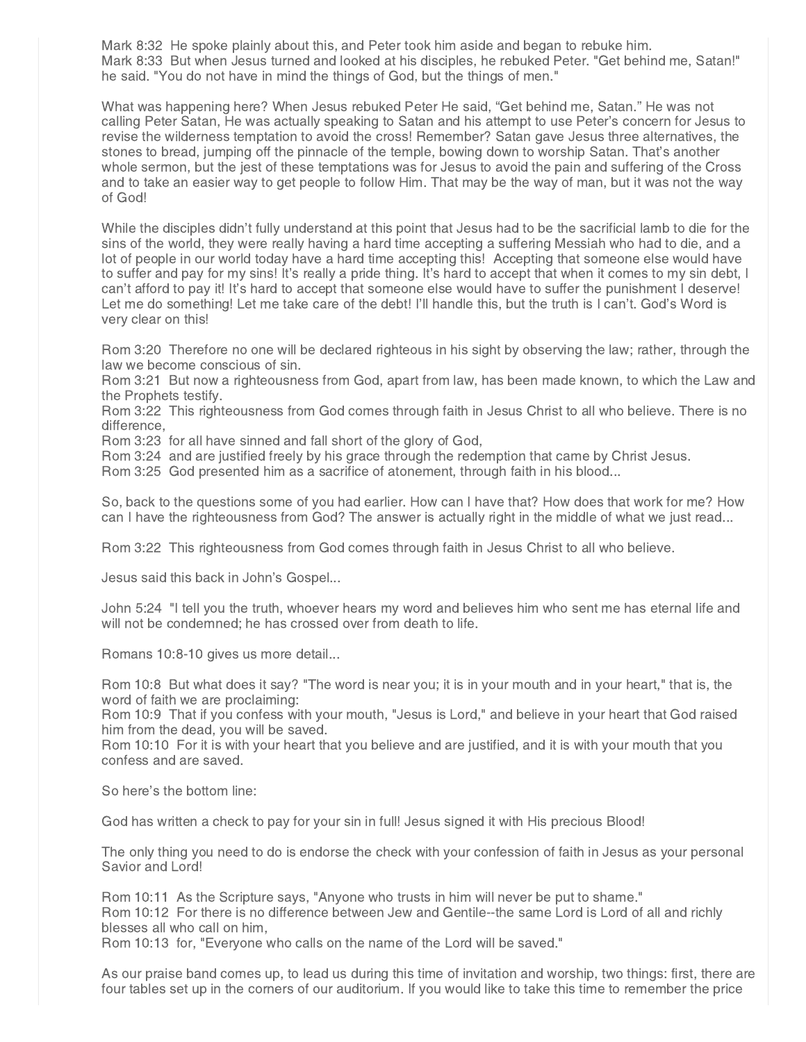Mark 8:32 He spoke plainly about this, and Peter took him aside and began to rebuke him.
Mark 8:33 But when Jesus turned and looked at his disciples, he rebuked Peter. "Get behind me, Satan!" he said. "You do not have in mind the things of God, but the things of men."

What was happening here? When Jesus rebuked Peter He said, "Get behind me, Satan." He was not calling Peter Satan, He was actually speaking to Satan and his attempt to use Peter's concern for Jesus to revise the wilderness temptation to avoid the cross! Remember? Satan gave Jesus three alternatives, the stones to bread, jumping off the pinnacle of the temple, bowing down to worship Satan. That's another whole sermon, but the jest of these temptations was for Jesus to avoid the pain and suffering of the Cross and to take an easier way to get people to follow Him. That may be the way of man, but it was not the way of God!

While the disciples didn't fully understand at this point that Jesus had to be the sacrificial lamb to die for the sins of the world, they were really having a hard time accepting a suffering Messiah who had to die, and a lot of people in our world today have a hard time accepting this! Accepting that someone else would have to suffer and pay for my sins! It's really a pride thing. It's hard to accept that when it comes to my sin debt, I can't afford to pay it! It's hard to accept that someone else would have to suffer the punishment I deserve! Let me do something! Let me take care of the debt! I'll handle this, but the truth is I can't. God's Word is very clear on this!

Rom 3:20 Therefore no one will be declared righteous in his sight by observing the law; rather, through the law we become conscious of sin.
Rom 3:21 But now a righteousness from God, apart from law, has been made known, to which the Law and the Prophets testify.
Rom 3:22 This righteousness from God comes through faith in Jesus Christ to all who believe. There is no difference,
Rom 3:23 for all have sinned and fall short of the glory of God,
Rom 3:24 and are justified freely by his grace through the redemption that came by Christ Jesus.
Rom 3:25 God presented him as a sacrifice of atonement, through faith in his blood...

So, back to the questions some of you had earlier. How can I have that? How does that work for me? How can I have the righteousness from God? The answer is actually right in the middle of what we just read...

Rom 3:22 This righteousness from God comes through faith in Jesus Christ to all who believe.

Jesus said this back in John's Gospel...

John 5:24 "I tell you the truth, whoever hears my word and believes him who sent me has eternal life and will not be condemned; he has crossed over from death to life.

Romans 10:8-10 gives us more detail...

Rom 10:8 But what does it say? "The word is near you; it is in your mouth and in your heart," that is, the word of faith we are proclaiming:
Rom 10:9 That if you confess with your mouth, "Jesus is Lord," and believe in your heart that God raised him from the dead, you will be saved.
Rom 10:10 For it is with your heart that you believe and are justified, and it is with your mouth that you confess and are saved.

So here's the bottom line:

God has written a check to pay for your sin in full! Jesus signed it with His precious Blood!

The only thing you need to do is endorse the check with your confession of faith in Jesus as your personal Savior and Lord!

Rom 10:11 As the Scripture says, "Anyone who trusts in him will never be put to shame."
Rom 10:12 For there is no difference between Jew and Gentile--the same Lord is Lord of all and richly blesses all who call on him,
Rom 10:13 for, "Everyone who calls on the name of the Lord will be saved."

As our praise band comes up, to lead us during this time of invitation and worship, two things: first, there are four tables set up in the corners of our auditorium. If you would like to take this time to remember the price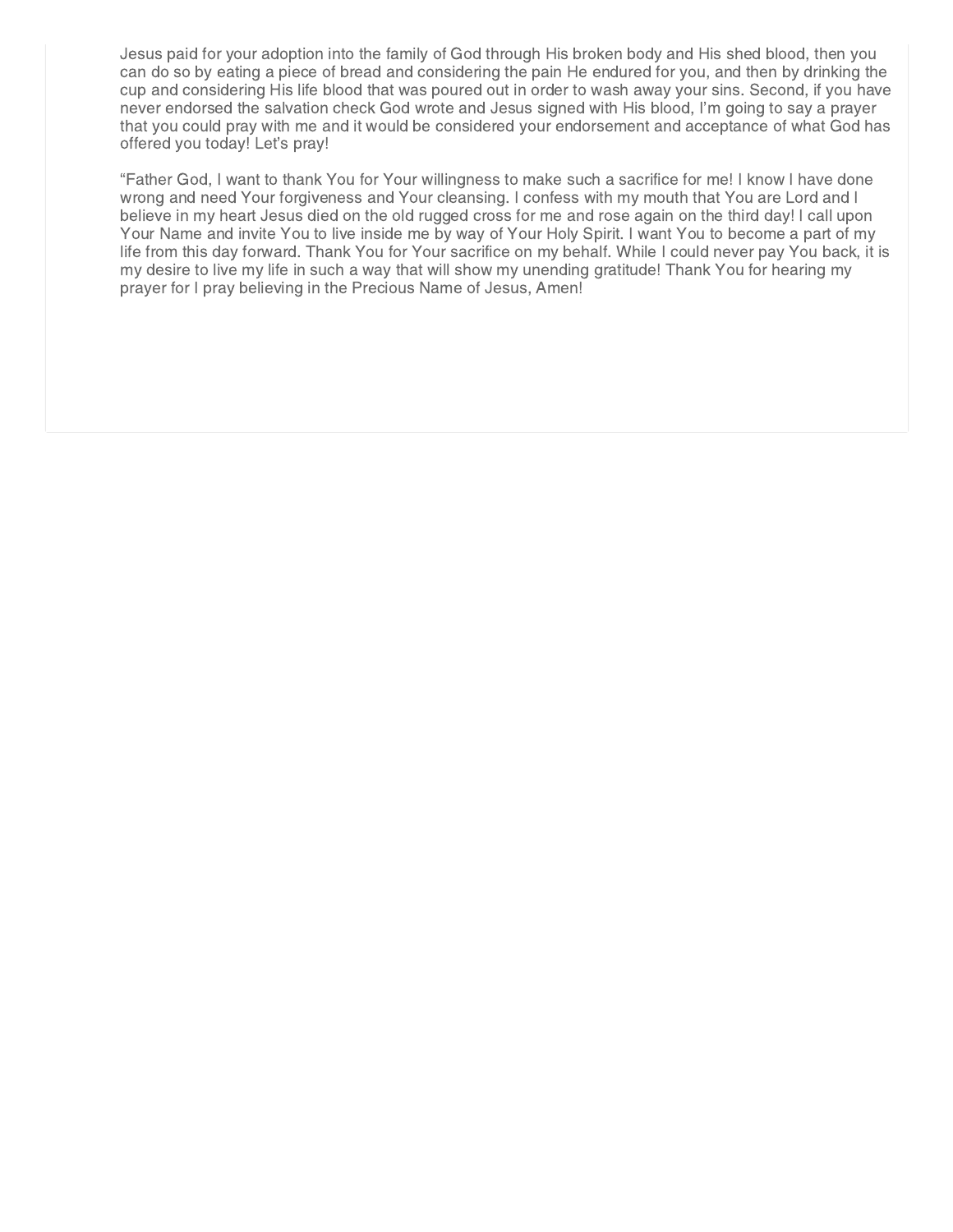Jesus paid for your adoption into the family of God through His broken body and His shed blood, then you can do so by eating a piece of bread and considering the pain He endured for you, and then by drinking the cup and considering His life blood that was poured out in order to wash away your sins. Second, if you have never endorsed the salvation check God wrote and Jesus signed with His blood, I'm going to say a prayer that you could pray with me and it would be considered your endorsement and acceptance of what God has offered you today! Let's pray!

"Father God, I want to thank You for Your willingness to make such a sacrifice for me! I know I have done wrong and need Your forgiveness and Your cleansing. I confess with my mouth that You are Lord and I believe in my heart Jesus died on the old rugged cross for me and rose again on the third day! I call upon Your Name and invite You to live inside me by way of Your Holy Spirit. I want You to become a part of my life from this day forward. Thank You for Your sacrifice on my behalf. While I could never pay You back, it is my desire to live my life in such a way that will show my unending gratitude! Thank You for hearing my prayer for I pray believing in the Precious Name of Jesus, Amen!